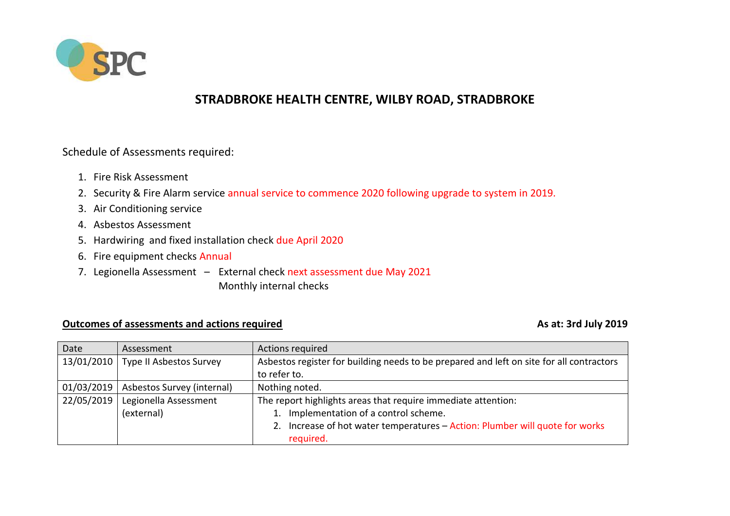SPC

# STRADBROKE HEALTH CENTRE, WILBY ROAD, STRADBROKE

Schedule of Assessments required:

1. Fire Risk Assessment
2. Security & Fire Alarm service annual service to commence 2020 following upgrade to system in 2019.
3. Air Conditioning service
4. Asbestos Assessment
5. Hardwiring and fixed installation check due April 2020
6. Fire equipment checks Annual
7. Legionella Assessment – External check next assessment due May 2021
   Monthly internal checks

**<u>Outcomes of assessments and actions required</u>** **As at: 3rd July 2019**

| Date | Assessment | Actions required |
|---|---|---|
| 13/01/2010 | Type II Asbestos Survey | Asbestos register for building needs to be prepared and left on site for all contractors to refer to. |
| 01/03/2019 | Asbestos Survey (internal) | Nothing noted. |
| 22/05/2019 | Legionella Assessment (external) | The report highlights areas that require immediate attention:<br>1. Implementation of a control scheme.<br>2. Increase of hot water temperatures – Action: Plumber will quote for works required. |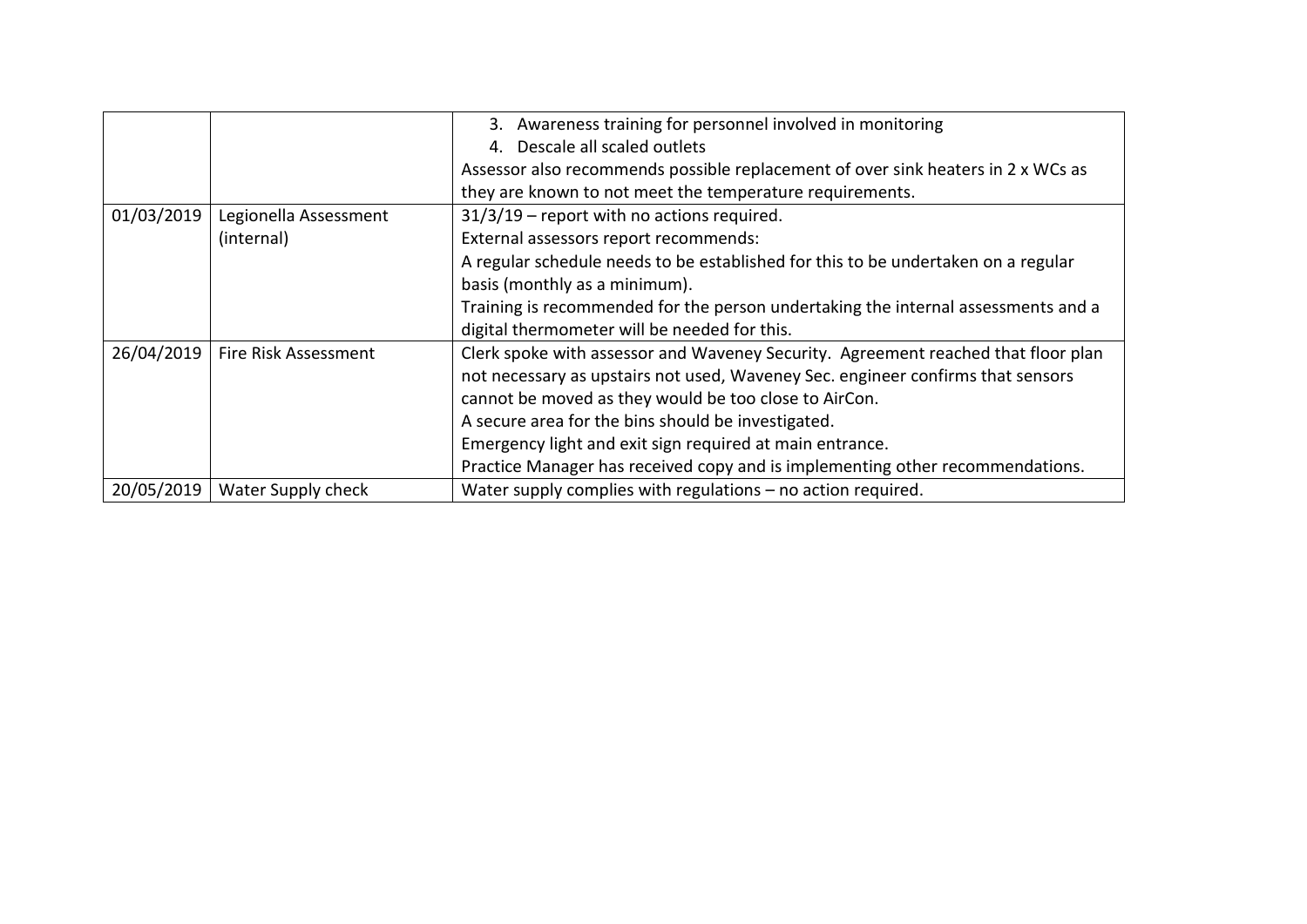| | | |
|---|---|---|
| | | 3. Awareness training for personnel involved in monitoring<br>4. Descale all scaled outlets<br>Assessor also recommends possible replacement of over sink heaters in 2 x WCs as they are known to not meet the temperature requirements. |
| 01/03/2019 | Legionella Assessment (internal) | 31/3/19 – report with no actions required.<br>External assessors report recommends:<br>A regular schedule needs to be established for this to be undertaken on a regular basis (monthly as a minimum).<br>Training is recommended for the person undertaking the internal assessments and a digital thermometer will be needed for this. |
| 26/04/2019 | Fire Risk Assessment | Clerk spoke with assessor and Waveney Security. Agreement reached that floor plan not necessary as upstairs not used, Waveney Sec. engineer confirms that sensors cannot be moved as they would be too close to AirCon.<br>A secure area for the bins should be investigated.<br>Emergency light and exit sign required at main entrance.<br>Practice Manager has received copy and is implementing other recommendations. |
| 20/05/2019 | Water Supply check | Water supply complies with regulations – no action required. |